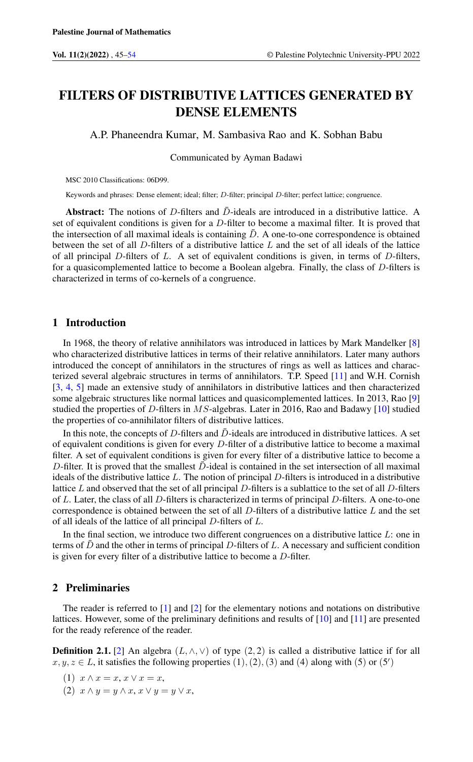# FILTERS OF DISTRIBUTIVE LATTICES GENERATED BY DENSE ELEMENTS

A.P. Phaneendra Kumar, M. Sambasiva Rao and K. Sobhan Babu

Communicated by Ayman Badawi

MSC 2010 Classifications: 06D99.

Keywords and phrases: Dense element; ideal; filter; $D$-filter; principal $D$-filter; perfect lattice; congruence.

**Abstract:** The notions of $D$-filters and $\bar{D}$-ideals are introduced in a distributive lattice. A set of equivalent conditions is given for a $D$-filter to become a maximal filter. It is proved that the intersection of all maximal ideals is containing $\bar{D}$. A one-to-one correspondence is obtained between the set of all $D$-filters of a distributive lattice $L$ and the set of all ideals of the lattice of all principal $D$-filters of $L$. A set of equivalent conditions is given, in terms of $D$-filters, for a quasicomplemented lattice to become a Boolean algebra. Finally, the class of $D$-filters is characterized in terms of co-kernels of a congruence.

## 1 Introduction

In 1968, the theory of relative annihilators was introduced in lattices by Mark Mandelker [8] who characterized distributive lattices in terms of their relative annihilators. Later many authors introduced the concept of annihilators in the structures of rings as well as lattices and characterized several algebraic structures in terms of annihilators. T.P. Speed [11] and W.H. Cornish [3, 4, 5] made an extensive study of annihilators in distributive lattices and then characterized some algebraic structures like normal lattices and quasicomplemented lattices. In 2013, Rao [9] studied the properties of $D$-filters in $MS$-algebras. Later in 2016, Rao and Badawy [10] studied the properties of co-annihilator filters of distributive lattices.

In this note, the concepts of $D$-filters and $\bar{D}$-ideals are introduced in distributive lattices. A set of equivalent conditions is given for every $D$-filter of a distributive lattice to become a maximal filter. A set of equivalent conditions is given for every filter of a distributive lattice to become a $D$-filter. It is proved that the smallest $\bar{D}$-ideal is contained in the set intersection of all maximal ideals of the distributive lattice $L$. The notion of principal $D$-filters is introduced in a distributive lattice $L$ and observed that the set of all principal $D$-filters is a sublattice to the set of all $D$-filters of $L$. Later, the class of all $D$-filters is characterized in terms of principal $D$-filters. A one-to-one correspondence is obtained between the set of all $D$-filters of a distributive lattice $L$ and the set of all ideals of the lattice of all principal $D$-filters of $L$.

In the final section, we introduce two different congruences on a distributive lattice $L$: one in terms of $\bar{D}$ and the other in terms of principal $D$-filters of $L$. A necessary and sufficient condition is given for every filter of a distributive lattice to become a $D$-filter.

## 2 Preliminaries

The reader is referred to [1] and [2] for the elementary notions and notations on distributive lattices. However, some of the preliminary definitions and results of [10] and [11] are presented for the ready reference of the reader.

**Definition 2.1.** [2] An algebra $(L, \wedge, \vee)$ of type $(2, 2)$ is called a distributive lattice if for all $x, y, z \in L$, it satisfies the following properties $(1), (2), (3)$ and $(4)$ along with $(5)$ or $(5')$

$(1)$ $x \wedge x = x, x \vee x = x,$

$(2)$ $x \wedge y = y \wedge x, x \vee y = y \vee x,$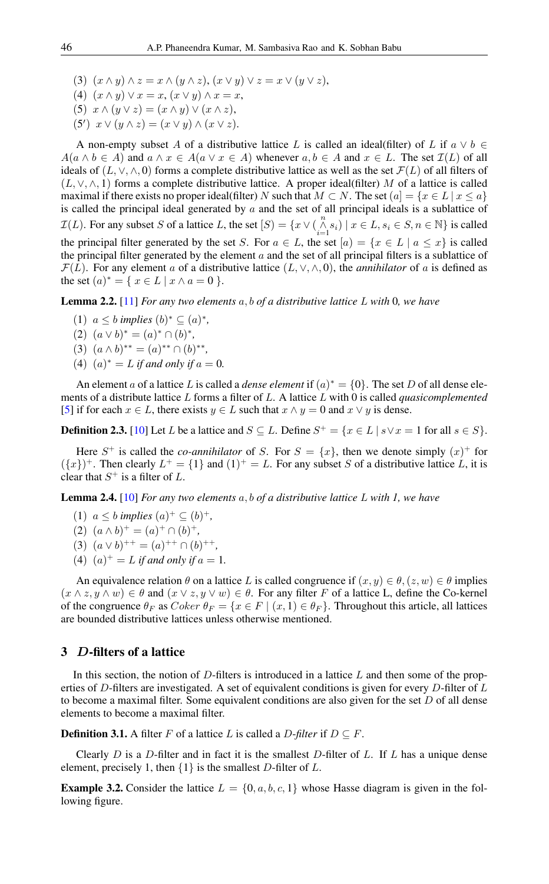(3) $(x \wedge y) \wedge z = x \wedge (y \wedge z)$, $(x \vee y) \vee z = x \vee (y \vee z)$,

(4) $(x \wedge y) \vee x = x$, $(x \vee y) \wedge x = x$,

(5) $x \wedge (y \vee z) = (x \wedge y) \vee (x \wedge z)$,

(5′) $x \vee (y \wedge z) = (x \vee y) \wedge (x \vee z)$.

A non-empty subset $A$ of a distributive lattice $L$ is called an ideal(filter) of $L$ if $a \vee b \in A(a \wedge b \in A)$ and $a \wedge x \in A(a \vee x \in A)$ whenever $a, b \in A$ and $x \in L$. The set $\mathcal{I}(L)$ of all ideals of $(L, \vee, \wedge, 0)$ forms a complete distributive lattice as well as the set $\mathcal{F}(L)$ of all filters of $(L, \vee, \wedge, 1)$ forms a complete distributive lattice. A proper ideal(filter) $M$ of a lattice is called maximal if there exists no proper ideal(filter) $N$ such that $M \subset N$. The set $(a] = \{x \in L \mid x \leq a\}$ is called the principal ideal generated by $a$ and the set of all principal ideals is a sublattice of $\mathcal{I}(L)$. For any subset $S$ of a lattice $L$, the set $[S) = \{x \vee (\bigwedge_{i=1}^{n} s_i) \mid x \in L, s_i \in S, n \in \mathbb{N}\}$ is called the principal filter generated by the set $S$. For $a \in L$, the set $[a) = \{x \in L \mid a \leq x\}$ is called the principal filter generated by the element $a$ and the set of all principal filters is a sublattice of $\mathcal{F}(L)$. For any element $a$ of a distributive lattice $(L, \vee, \wedge, 0)$, the *annihilator* of $a$ is defined as the set $(a)^* = \{\, x \in L \mid x \wedge a = 0 \,\}$.

**Lemma 2.2.** [11] *For any two elements $a, b$ of a distributive lattice $L$ with 0, we have*

(1) $a \leq b$ *implies* $(b)^* \subseteq (a)^*$,

(2) $(a \vee b)^* = (a)^* \cap (b)^*$,

(3) $(a \wedge b)^{**} = (a)^{**} \cap (b)^{**}$,

(4) $(a)^* = L$ *if and only if* $a = 0$.

An element $a$ of a lattice $L$ is called a *dense element* if $(a)^* = \{0\}$. The set $D$ of all dense elements of a distribute lattice $L$ forms a filter of $L$. A lattice $L$ with 0 is called *quasicomplemented* [5] if for each $x \in L$, there exists $y \in L$ such that $x \wedge y = 0$ and $x \vee y$ is dense.

**Definition 2.3.** [10] Let $L$ be a lattice and $S \subseteq L$. Define $S^+ = \{x \in L \mid s \vee x = 1 \text{ for all } s \in S\}$.

Here $S^+$ is called the *co-annihilator* of $S$. For $S = \{x\}$, then we denote simply $(x)^+$ for $(\{x\})^+$. Then clearly $L^+ = \{1\}$ and $(1)^+ = L$. For any subset $S$ of a distributive lattice $L$, it is clear that $S^+$ is a filter of $L$.

**Lemma 2.4.** [10] *For any two elements $a, b$ of a distributive lattice $L$ with 1, we have*

(1) $a \leq b$ *implies* $(a)^+ \subseteq (b)^+$,

(2) $(a \wedge b)^+ = (a)^+ \cap (b)^+$,

(3) $(a \vee b)^{++} = (a)^{++} \cap (b)^{++}$,

(4) $(a)^+ = L$ *if and only if* $a = 1$.

An equivalence relation $\theta$ on a lattice $L$ is called congruence if $(x, y) \in \theta, (z, w) \in \theta$ implies $(x \wedge z, y \wedge w) \in \theta$ and $(x \vee z, y \vee w) \in \theta$. For any filter $F$ of a lattice L, define the Co-kernel of the congruence $\theta_F$ as $Coker\ \theta_F = \{x \in F \mid (x, 1) \in \theta_F\}$. Throughout this article, all lattices are bounded distributive lattices unless otherwise mentioned.

## 3 *D*-filters of a lattice

In this section, the notion of $D$-filters is introduced in a lattice $L$ and then some of the properties of $D$-filters are investigated. A set of equivalent conditions is given for every $D$-filter of $L$ to become a maximal filter. Some equivalent conditions are also given for the set $D$ of all dense elements to become a maximal filter.

**Definition 3.1.** A filter $F$ of a lattice $L$ is called a *$D$-filter* if $D \subseteq F$.

Clearly $D$ is a $D$-filter and in fact it is the smallest $D$-filter of $L$. If $L$ has a unique dense element, precisely 1, then $\{1\}$ is the smallest $D$-filter of $L$.

**Example 3.2.** Consider the lattice $L = \{0, a, b, c, 1\}$ whose Hasse diagram is given in the following figure.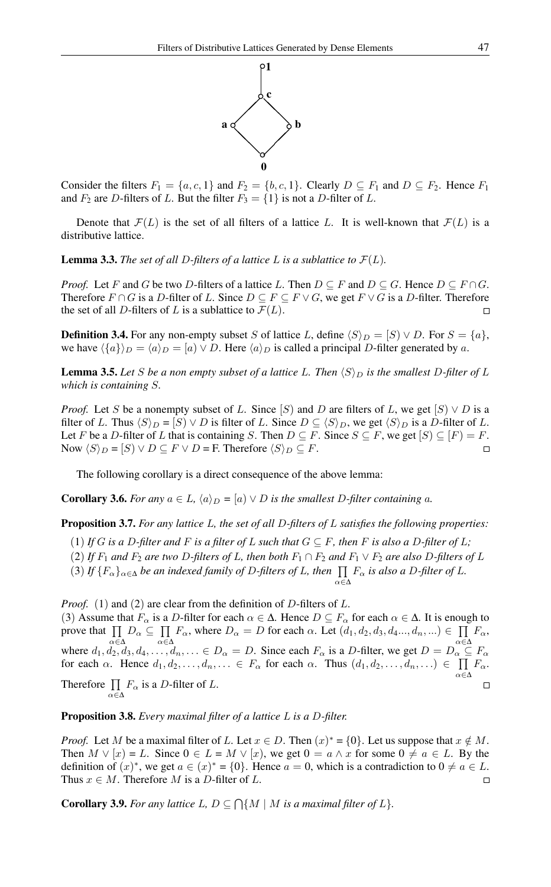Consider the filters $F_1 = \{a, c, 1\}$ and $F_2 = \{b, c, 1\}$. Clearly $D \subseteq F_1$ and $D \subseteq F_2$. Hence $F_1$ and $F_2$ are $D$-filters of $L$. But the filter $F_3 = \{1\}$ is not a $D$-filter of $L$.

Denote that $\mathcal{F}(L)$ is the set of all filters of a lattice $L$. It is well-known that $\mathcal{F}(L)$ is a distributive lattice.

**Lemma 3.3.** *The set of all $D$-filters of a lattice $L$ is a sublattice to $\mathcal{F}(L)$.*

*Proof.* Let $F$ and $G$ be two $D$-filters of a lattice $L$. Then $D \subseteq F$ and $D \subseteq G$. Hence $D \subseteq F \cap G$. Therefore $F \cap G$ is a $D$-filter of $L$. Since $D \subseteq F \subseteq F \vee G$, we get $F \vee G$ is a $D$-filter. Therefore the set of all $D$-filters of $L$ is a sublattice to $\mathcal{F}(L)$. $\square$

**Definition 3.4.** For any non-empty subset $S$ of lattice $L$, define $\langle S \rangle_D = [S) \vee D$. For $S = \{a\}$, we have $\langle \{a\} \rangle_D = \langle a \rangle_D = [a) \vee D$. Here $\langle a \rangle_D$ is called a principal $D$-filter generated by $a$.

**Lemma 3.5.** *Let $S$ be a non empty subset of a lattice $L$. Then $\langle S \rangle_D$ is the smallest $D$-filter of $L$ which is containing $S$.*

*Proof.* Let $S$ be a nonempty subset of $L$. Since $[S)$ and $D$ are filters of $L$, we get $[S) \vee D$ is a filter of $L$. Thus $\langle S \rangle_D = [S) \vee D$ is filter of $L$. Since $D \subseteq \langle S \rangle_D$, we get $\langle S \rangle_D$ is a $D$-filter of $L$. Let $F$ be a $D$-filter of $L$ that is containing $S$. Then $D \subseteq F$. Since $S \subseteq F$, we get $[S) \subseteq [F) = F$. Now $\langle S \rangle_D = [S) \vee D \subseteq F \vee D = F$. Therefore $\langle S \rangle_D \subseteq F$. $\square$

The following corollary is a direct consequence of the above lemma:

**Corollary 3.6.** *For any $a \in L$, $\langle a \rangle_D = [a) \vee D$ is the smallest $D$-filter containing $a$.*

**Proposition 3.7.** *For any lattice $L$, the set of all $D$-filters of $L$ satisfies the following properties:*

(1) *If $G$ is a $D$-filter and $F$ is a filter of $L$ such that $G \subseteq F$, then $F$ is also a $D$-filter of $L$;*

(2) *If $F_1$ and $F_2$ are two $D$-filters of $L$, then both $F_1 \cap F_2$ and $F_1 \vee F_2$ are also $D$-filters of $L$*

(3) *If $\{F_\alpha\}_{\alpha \in \Delta}$ be an indexed family of $D$-filters of $L$, then $\prod_{\alpha \in \Delta} F_\alpha$ is also a $D$-filter of $L$.*

*Proof.* (1) and (2) are clear from the definition of $D$-filters of $L$.

(3) Assume that $F_\alpha$ is a $D$-filter for each $\alpha \in \Delta$. Hence $D \subseteq F_\alpha$ for each $\alpha \in \Delta$. It is enough to prove that $\prod_{\alpha \in \Delta} D_\alpha \subseteq \prod_{\alpha \in \Delta} F_\alpha$, where $D_\alpha = D$ for each $\alpha$. Let $(d_1, d_2, d_3, d_4..., d_n, ...) \in \prod_{\alpha \in \Delta} F_\alpha$, where $d_1, d_2, d_3, d_4, \ldots, d_n, \ldots \in D_\alpha = D$. Since each $F_\alpha$ is a $D$-filter, we get $D = D_\alpha \subseteq F_\alpha$ for each $\alpha$. Hence $d_1, d_2, \ldots, d_n, \ldots \in F_\alpha$ for each $\alpha$. Thus $(d_1, d_2, \ldots, d_n, \ldots) \in \prod_{\alpha \in \Delta} F_\alpha$. Therefore $\prod_{\alpha \in \Delta} F_\alpha$ is a $D$-filter of $L$. $\square$

**Proposition 3.8.** *Every maximal filter of a lattice $L$ is a $D$-filter.*

*Proof.* Let $M$ be a maximal filter of $L$. Let $x \in D$. Then $(x)^* = \{0\}$. Let us suppose that $x \notin M$. Then $M \vee [x) = L$. Since $0 \in L = M \vee [x)$, we get $0 = a \wedge x$ for some $0 \neq a \in L$. By the definition of $(x)^*$, we get $a \in (x)^* = \{0\}$. Hence $a = 0$, which is a contradiction to $0 \neq a \in L$. Thus $x \in M$. Therefore $M$ is a $D$-filter of $L$. $\square$

**Corollary 3.9.** *For any lattice $L$, $D \subseteq \bigcap \{M \mid M$ is a maximal filter of $L\}$.*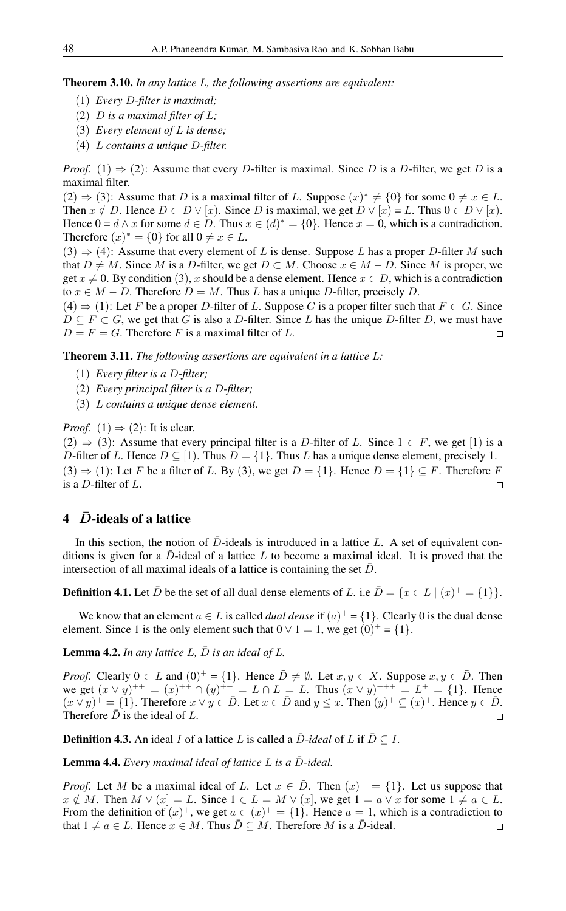**Theorem 3.10.** *In any lattice $L$, the following assertions are equivalent:*

(1) *Every $D$-filter is maximal;*

(2) *$D$ is a maximal filter of $L$;*

(3) *Every element of $L$ is dense;*

(4) *$L$ contains a unique $D$-filter.*

*Proof.* (1) $\Rightarrow$ (2): Assume that every $D$-filter is maximal. Since $D$ is a $D$-filter, we get $D$ is a maximal filter.

(2) $\Rightarrow$ (3): Assume that $D$ is a maximal filter of $L$. Suppose $(x)^* \neq \{0\}$ for some $0 \neq x \in L$. Then $x \notin D$. Hence $D \subset D \vee [x)$. Since $D$ is maximal, we get $D \vee [x) = L$. Thus $0 \in D \vee [x)$. Hence $0 = d \wedge x$ for some $d \in D$. Thus $x \in (d)^* = \{0\}$. Hence $x = 0$, which is a contradiction. Therefore $(x)^* = \{0\}$ for all $0 \neq x \in L$.

(3) $\Rightarrow$ (4): Assume that every element of $L$ is dense. Suppose $L$ has a proper $D$-filter $M$ such that $D \neq M$. Since $M$ is a $D$-filter, we get $D \subset M$. Choose $x \in M - D$. Since $M$ is proper, we get $x \neq 0$. By condition (3), $x$ should be a dense element. Hence $x \in D$, which is a contradiction to $x \in M - D$. Therefore $D = M$. Thus $L$ has a unique $D$-filter, precisely $D$.

(4) $\Rightarrow$ (1): Let $F$ be a proper $D$-filter of $L$. Suppose $G$ is a proper filter such that $F \subset G$. Since $D \subseteq F \subset G$, we get that $G$ is also a $D$-filter. Since $L$ has the unique $D$-filter $D$, we must have $D = F = G$. Therefore $F$ is a maximal filter of $L$. $\square$

**Theorem 3.11.** *The following assertions are equivalent in a lattice $L$:*

(1) *Every filter is a $D$-filter;*

(2) *Every principal filter is a $D$-filter;*

(3) *$L$ contains a unique dense element.*

*Proof.* (1) $\Rightarrow$ (2): It is clear.

(2) $\Rightarrow$ (3): Assume that every principal filter is a $D$-filter of $L$. Since $1 \in F$, we get $[1)$ is a $D$-filter of $L$. Hence $D \subseteq [1)$. Thus $D = \{1\}$. Thus $L$ has a unique dense element, precisely 1.

(3) $\Rightarrow$ (1): Let $F$ be a filter of $L$. By (3), we get $D = \{1\}$. Hence $D = \{1\} \subseteq F$. Therefore $F$ is a $D$-filter of $L$. $\square$

## 4 $\bar{D}$-ideals of a lattice

In this section, the notion of $\bar{D}$-ideals is introduced in a lattice $L$. A set of equivalent conditions is given for a $\bar{D}$-ideal of a lattice $L$ to become a maximal ideal. It is proved that the intersection of all maximal ideals of a lattice is containing the set $\bar{D}$.

**Definition 4.1.** Let $\bar{D}$ be the set of all dual dense elements of $L$. i.e $\bar{D} = \{x \in L \mid (x)^+ = \{1\}\}$.

We know that an element $a \in L$ is called *dual dense* if $(a)^+ = \{1\}$. Clearly 0 is the dual dense element. Since 1 is the only element such that $0 \vee 1 = 1$, we get $(0)^+ = \{1\}$.

**Lemma 4.2.** *In any lattice $L$, $\bar{D}$ is an ideal of $L$.*

*Proof.* Clearly $0 \in L$ and $(0)^+ = \{1\}$. Hence $\bar{D} \neq \emptyset$. Let $x, y \in X$. Suppose $x, y \in \bar{D}$. Then we get $(x \vee y)^{++} = (x)^{++} \cap (y)^{++} = L \cap L = L$. Thus $(x \vee y)^{+++} = L^+ = \{1\}$. Hence $(x \vee y)^+ = \{1\}$. Therefore $x \vee y \in \bar{D}$. Let $x \in \bar{D}$ and $y \leq x$. Then $(y)^+ \subseteq (x)^+$. Hence $y \in \bar{D}$. Therefore $\bar{D}$ is the ideal of $L$. $\square$

**Definition 4.3.** An ideal $I$ of a lattice $L$ is called a *$\bar{D}$-ideal* of $L$ if $\bar{D} \subseteq I$.

**Lemma 4.4.** *Every maximal ideal of lattice $L$ is a $\bar{D}$-ideal.*

*Proof.* Let $M$ be a maximal ideal of $L$. Let $x \in \bar{D}$. Then $(x)^+ = \{1\}$. Let us suppose that $x \notin M$. Then $M \vee (x] = L$. Since $1 \in L = M \vee (x]$, we get $1 = a \vee x$ for some $1 \neq a \in L$. From the definition of $(x)^+$, we get $a \in (x)^+ = \{1\}$. Hence $a = 1$, which is a contradiction to that $1 \neq a \in L$. Hence $x \in M$. Thus $\bar{D} \subseteq M$. Therefore $M$ is a $\bar{D}$-ideal. $\square$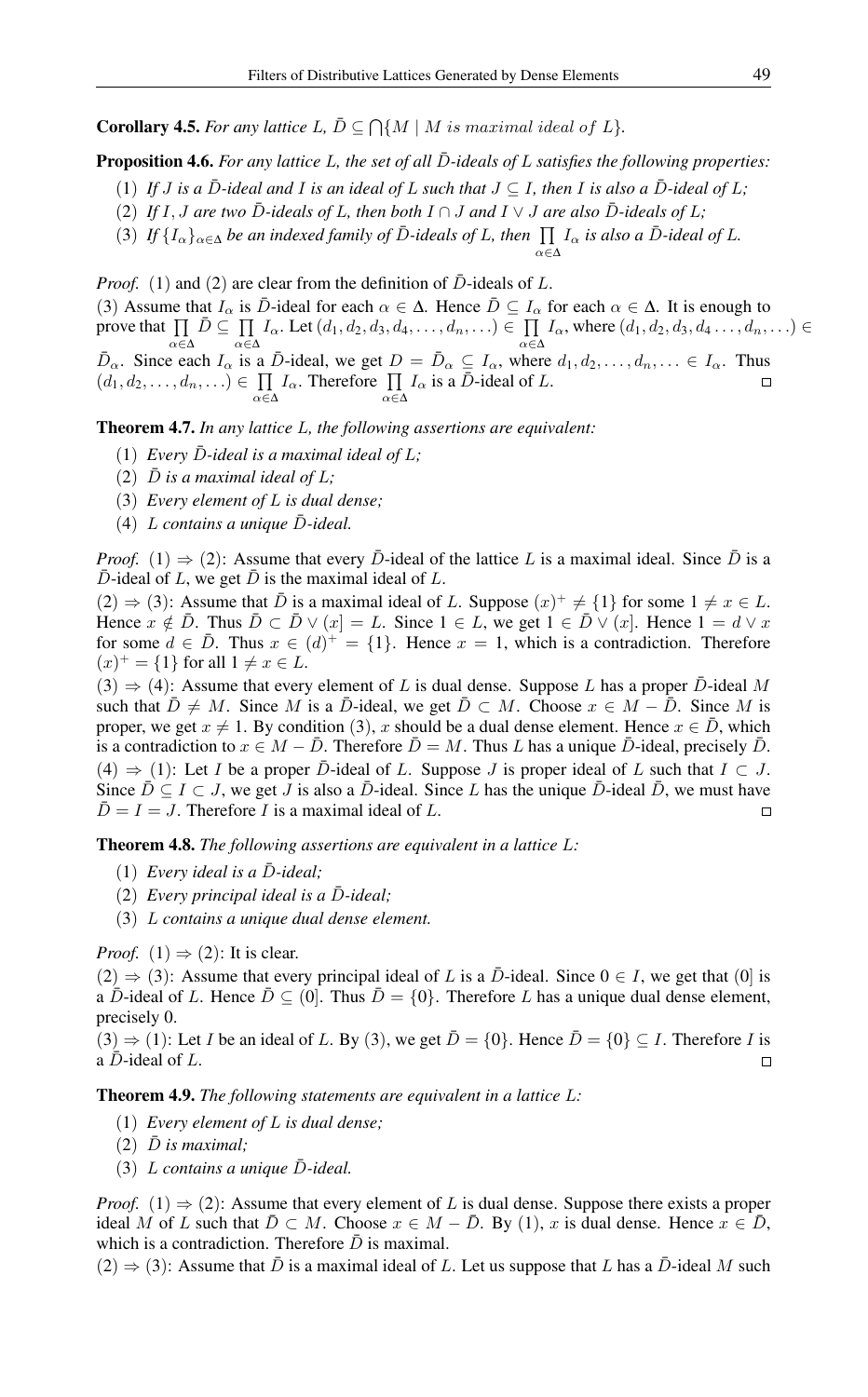**Corollary 4.5.** *For any lattice $L$, $\bar{D} \subseteq \bigcap\{M \mid M\ is\ maximal\ ideal\ of\ L\}$.*

**Proposition 4.6.** *For any lattice $L$, the set of all $\bar{D}$-ideals of $L$ satisfies the following properties:*

(1) *If $J$ is a $\bar{D}$-ideal and $I$ is an ideal of $L$ such that $J \subseteq I$, then $I$ is also a $\bar{D}$-ideal of $L$;*

(2) *If $I, J$ are two $\bar{D}$-ideals of $L$, then both $I \cap J$ and $I \vee J$ are also $\bar{D}$-ideals of $L$;*

(3) *If $\{I_\alpha\}_{\alpha \in \Delta}$ be an indexed family of $\bar{D}$-ideals of $L$, then $\prod\limits_{\alpha \in \Delta} I_\alpha$ is also a $\bar{D}$-ideal of $L$.*

*Proof.* (1) and (2) are clear from the definition of $\bar{D}$-ideals of $L$.

(3) Assume that $I_\alpha$ is $\bar{D}$-ideal for each $\alpha \in \Delta$. Hence $\bar{D} \subseteq I_\alpha$ for each $\alpha \in \Delta$. It is enough to prove that $\prod\limits_{\alpha \in \Delta} \bar{D} \subseteq \prod\limits_{\alpha \in \Delta} I_\alpha$. Let $(d_1, d_2, d_3, d_4, \ldots, d_n, \ldots) \in \prod\limits_{\alpha \in \Delta} I_\alpha$, where $(d_1, d_2, d_3, d_4 \ldots, d_n, \ldots) \in \bar{D}_\alpha$. Since each $I_\alpha$ is a $\bar{D}$-ideal, we get $D = \bar{D}_\alpha \subseteq I_\alpha$, where $d_1, d_2, \ldots, d_n, \ldots \in I_\alpha$. Thus $(d_1, d_2, \ldots, d_n, \ldots) \in \prod\limits_{\alpha \in \Delta} I_\alpha$. Therefore $\prod\limits_{\alpha \in \Delta} I_\alpha$ is a $\bar{D}$-ideal of $L$. ◻

**Theorem 4.7.** *In any lattice $L$, the following assertions are equivalent:*

(1) *Every $\bar{D}$-ideal is a maximal ideal of $L$;*

(2) *$\bar{D}$ is a maximal ideal of $L$;*

(3) *Every element of $L$ is dual dense;*

(4) *$L$ contains a unique $\bar{D}$-ideal.*

*Proof.* (1) $\Rightarrow$ (2): Assume that every $\bar{D}$-ideal of the lattice $L$ is a maximal ideal. Since $\bar{D}$ is a $\bar{D}$-ideal of $L$, we get $\bar{D}$ is the maximal ideal of $L$.

(2) $\Rightarrow$ (3): Assume that $\bar{D}$ is a maximal ideal of $L$. Suppose $(x)^+ \neq \{1\}$ for some $1 \neq x \in L$. Hence $x \notin \bar{D}$. Thus $\bar{D} \subset \bar{D} \vee (x] = L$. Since $1 \in L$, we get $1 \in \bar{D} \vee (x]$. Hence $1 = d \vee x$ for some $d \in \bar{D}$. Thus $x \in (d)^+ = \{1\}$. Hence $x = 1$, which is a contradiction. Therefore $(x)^+ = \{1\}$ for all $1 \neq x \in L$.

(3) $\Rightarrow$ (4): Assume that every element of $L$ is dual dense. Suppose $L$ has a proper $\bar{D}$-ideal $M$ such that $\bar{D} \neq M$. Since $M$ is a $\bar{D}$-ideal, we get $\bar{D} \subset M$. Choose $x \in M - \bar{D}$. Since $M$ is proper, we get $x \neq 1$. By condition (3), $x$ should be a dual dense element. Hence $x \in \bar{D}$, which is a contradiction to $x \in M - \bar{D}$. Therefore $\bar{D} = M$. Thus $L$ has a unique $\bar{D}$-ideal, precisely $\bar{D}$.

(4) $\Rightarrow$ (1): Let $I$ be a proper $\bar{D}$-ideal of $L$. Suppose $J$ is proper ideal of $L$ such that $I \subset J$. Since $\bar{D} \subseteq I \subset J$, we get $J$ is also a $\bar{D}$-ideal. Since $L$ has the unique $\bar{D}$-ideal $\bar{D}$, we must have $\bar{D} = I = J$. Therefore $I$ is a maximal ideal of $L$. ◻

**Theorem 4.8.** *The following assertions are equivalent in a lattice $L$:*

(1) *Every ideal is a $\bar{D}$-ideal;*

(2) *Every principal ideal is a $\bar{D}$-ideal;*

(3) *$L$ contains a unique dual dense element.*

*Proof.* (1) $\Rightarrow$ (2): It is clear.

(2) $\Rightarrow$ (3): Assume that every principal ideal of $L$ is a $\bar{D}$-ideal. Since $0 \in I$, we get that $(0]$ is a $\bar{D}$-ideal of $L$. Hence $\bar{D} \subseteq (0]$. Thus $\bar{D} = \{0\}$. Therefore $L$ has a unique dual dense element, precisely 0.

(3) $\Rightarrow$ (1): Let $I$ be an ideal of $L$. By (3), we get $\bar{D} = \{0\}$. Hence $\bar{D} = \{0\} \subseteq I$. Therefore $I$ is a $\bar{D}$-ideal of $L$. ◻

**Theorem 4.9.** *The following statements are equivalent in a lattice $L$:*

(1) *Every element of $L$ is dual dense;*

(2) *$\bar{D}$ is maximal;*

(3) *$L$ contains a unique $\bar{D}$-ideal.*

*Proof.* (1) $\Rightarrow$ (2): Assume that every element of $L$ is dual dense. Suppose there exists a proper ideal $M$ of $L$ such that $\bar{D} \subset M$. Choose $x \in M - \bar{D}$. By (1), $x$ is dual dense. Hence $x \in \bar{D}$, which is a contradiction. Therefore $\bar{D}$ is maximal.

(2) $\Rightarrow$ (3): Assume that $\bar{D}$ is a maximal ideal of $L$. Let us suppose that $L$ has a $\bar{D}$-ideal $M$ such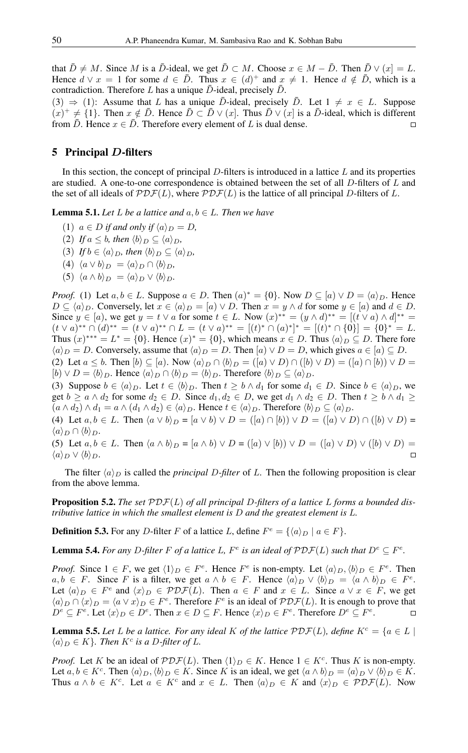that $\bar{D} \neq M$. Since $M$ is a $\bar{D}$-ideal, we get $\bar{D} \subset M$. Choose $x \in M - \bar{D}$. Then $\bar{D} \vee (x] = L$. Hence $d \vee x = 1$ for some $d \in \bar{D}$. Thus $x \in (d)^+$ and $x \neq 1$. Hence $d \notin \bar{D}$, which is a contradiction. Therefore $L$ has a unique $\bar{D}$-ideal, precisely $\bar{D}$.

(3) $\Rightarrow$ (1): Assume that $L$ has a unique $\bar{D}$-ideal, precisely $\bar{D}$. Let $1 \neq x \in L$. Suppose $(x)^+ \neq \{1\}$. Then $x \notin \bar{D}$. Hence $\bar{D} \subset \bar{D} \vee (x]$. Thus $\bar{D} \vee (x]$ is a $\bar{D}$-ideal, which is different from $\bar{D}$. Hence $x \in \bar{D}$. Therefore every element of $L$ is dual dense. $\square$

## 5 Principal $D$-filters

In this section, the concept of principal $D$-filters is introduced in a lattice $L$ and its properties are studied. A one-to-one correspondence is obtained between the set of all $D$-filters of $L$ and the set of all ideals of $\mathcal{PDF}(L)$, where $\mathcal{PDF}(L)$ is the lattice of all principal $D$-filters of $L$.

**Lemma 5.1.** *Let $L$ be a lattice and $a, b \in L$. Then we have*

(1) *$a \in D$ if and only if $\langle a \rangle_D = D$,*

(2) *If $a \leq b$, then $\langle b \rangle_D \subseteq \langle a \rangle_D$,*

(3) *If $b \in \langle a \rangle_D$, then $\langle b \rangle_D \subseteq \langle a \rangle_D$,*

(4) *$\langle a \vee b \rangle_D = \langle a \rangle_D \cap \langle b \rangle_D$,*

(5) *$\langle a \wedge b \rangle_D = \langle a \rangle_D \vee \langle b \rangle_D$.*

*Proof.* (1) Let $a, b \in L$. Suppose $a \in D$. Then $(a)^* = \{0\}$. Now $D \subseteq [a) \vee D = \langle a \rangle_D$. Hence $D \subseteq \langle a \rangle_D$. Conversely, let $x \in \langle a \rangle_D = [a) \vee D$. Then $x = y \wedge d$ for some $y \in [a)$ and $d \in D$. Since $y \in [a)$, we get $y = t \vee a$ for some $t \in L$. Now $(x)^{**} = (y \wedge d)^{**} = [(t \vee a) \wedge d]^{**} = (t \vee a)^{**} \cap (d)^{**} = (t \vee a)^{**} \cap L = (t \vee a)^{**} = [(t)^* \cap (a)^*]^* = [(t)^* \cap \{0\}] = \{0\}^* = L$. Thus $(x)^{***} = L^* = \{0\}$. Hence $(x)^* = \{0\}$, which means $x \in D$. Thus $\langle a \rangle_D \subseteq D$. There fore $\langle a \rangle_D = D$. Conversely, assume that $\langle a \rangle_D = D$. Then $[a) \vee D = D$, which gives $a \in [a) \subseteq D$.

(2) Let $a \leq b$. Then $[b) \subseteq [a)$. Now $\langle a \rangle_D \cap \langle b \rangle_D = ([a) \vee D) \cap ([b) \vee D) = ([a) \cap [b)) \vee D = [b) \vee D = \langle b \rangle_D$. Hence $\langle a \rangle_D \cap \langle b \rangle_D = \langle b \rangle_D$. Therefore $\langle b \rangle_D \subseteq \langle a \rangle_D$.

(3) Suppose $b \in \langle a \rangle_D$. Let $t \in \langle b \rangle_D$. Then $t \geq b \wedge d_1$ for some $d_1 \in D$. Since $b \in \langle a \rangle_D$, we get $b \geq a \wedge d_2$ for some $d_2 \in D$. Since $d_1, d_2 \in D$, we get $d_1 \wedge d_2 \in D$. Then $t \geq b \wedge d_1 \geq (a \wedge d_2) \wedge d_1 = a \wedge (d_1 \wedge d_2) \in \langle a \rangle_D$. Hence $t \in \langle a \rangle_D$. Therefore $\langle b \rangle_D \subseteq \langle a \rangle_D$.

(4) Let $a, b \in L$. Then $\langle a \vee b \rangle_D = [a \vee b) \vee D = ([a) \cap [b)) \vee D = ([a) \vee D) \cap ([b) \vee D) = \langle a \rangle_D \cap \langle b \rangle_D$.

(5) Let $a, b \in L$. Then $\langle a \wedge b \rangle_D = [a \wedge b) \vee D = ([a) \vee [b)) \vee D = ([a) \vee D) \vee ([b) \vee D) = \langle a \rangle_D \vee \langle b \rangle_D$. $\square$

The filter $\langle a \rangle_D$ is called the *principal $D$-filter* of $L$. Then the following proposition is clear from the above lemma.

**Proposition 5.2.** *The set $\mathcal{PDF}(L)$ of all principal $D$-filters of a lattice $L$ forms a bounded distributive lattice in which the smallest element is $D$ and the greatest element is $L$.*

**Definition 5.3.** For any $D$-filter $F$ of a lattice $L$, define $F^e = \{\langle a \rangle_D \mid a \in F\}$.

**Lemma 5.4.** *For any $D$-filter $F$ of a lattice $L$, $F^e$ is an ideal of $\mathcal{PDF}(L)$ such that $D^e \subseteq F^e$.*

*Proof.* Since $1 \in F$, we get $\langle 1 \rangle_D \in F^e$. Hence $F^e$ is non-empty. Let $\langle a \rangle_D, \langle b \rangle_D \in F^e$. Then $a, b \in F$. Since $F$ is a filter, we get $a \wedge b \in F$. Hence $\langle a \rangle_D \vee \langle b \rangle_D = \langle a \wedge b \rangle_D \in F^e$. Let $\langle a \rangle_D \in F^e$ and $\langle x \rangle_D \in \mathcal{PDF}(L)$. Then $a \in F$ and $x \in L$. Since $a \vee x \in F$, we get $\langle a \rangle_D \cap \langle x \rangle_D = \langle a \vee x \rangle_D \in F^e$. Therefore $F^e$ is an ideal of $\mathcal{PDF}(L)$. It is enough to prove that $D^e \subseteq F^e$. Let $\langle x \rangle_D \in D^e$. Then $x \in D \subseteq F$. Hence $\langle x \rangle_D \in F^e$. Therefore $D^e \subseteq F^e$. $\square$

**Lemma 5.5.** *Let $L$ be a lattice. For any ideal $K$ of the lattice $\mathcal{PDF}(L)$, define $K^c = \{a \in L \mid \langle a \rangle_D \in K\}$. Then $K^c$ is a $D$-filter of $L$.*

*Proof.* Let $K$ be an ideal of $\mathcal{PDF}(L)$. Then $\langle 1 \rangle_D \in K$. Hence $1 \in K^c$. Thus $K$ is non-empty. Let $a, b \in K^c$. Then $\langle a \rangle_D, \langle b \rangle_D \in K$. Since $K$ is an ideal, we get $\langle a \wedge b \rangle_D = \langle a \rangle_D \vee \langle b \rangle_D \in K$. Thus $a \wedge b \in K^c$. Let $a \in K^c$ and $x \in L$. Then $\langle a \rangle_D \in K$ and $\langle x \rangle_D \in \mathcal{PDF}(L)$. Now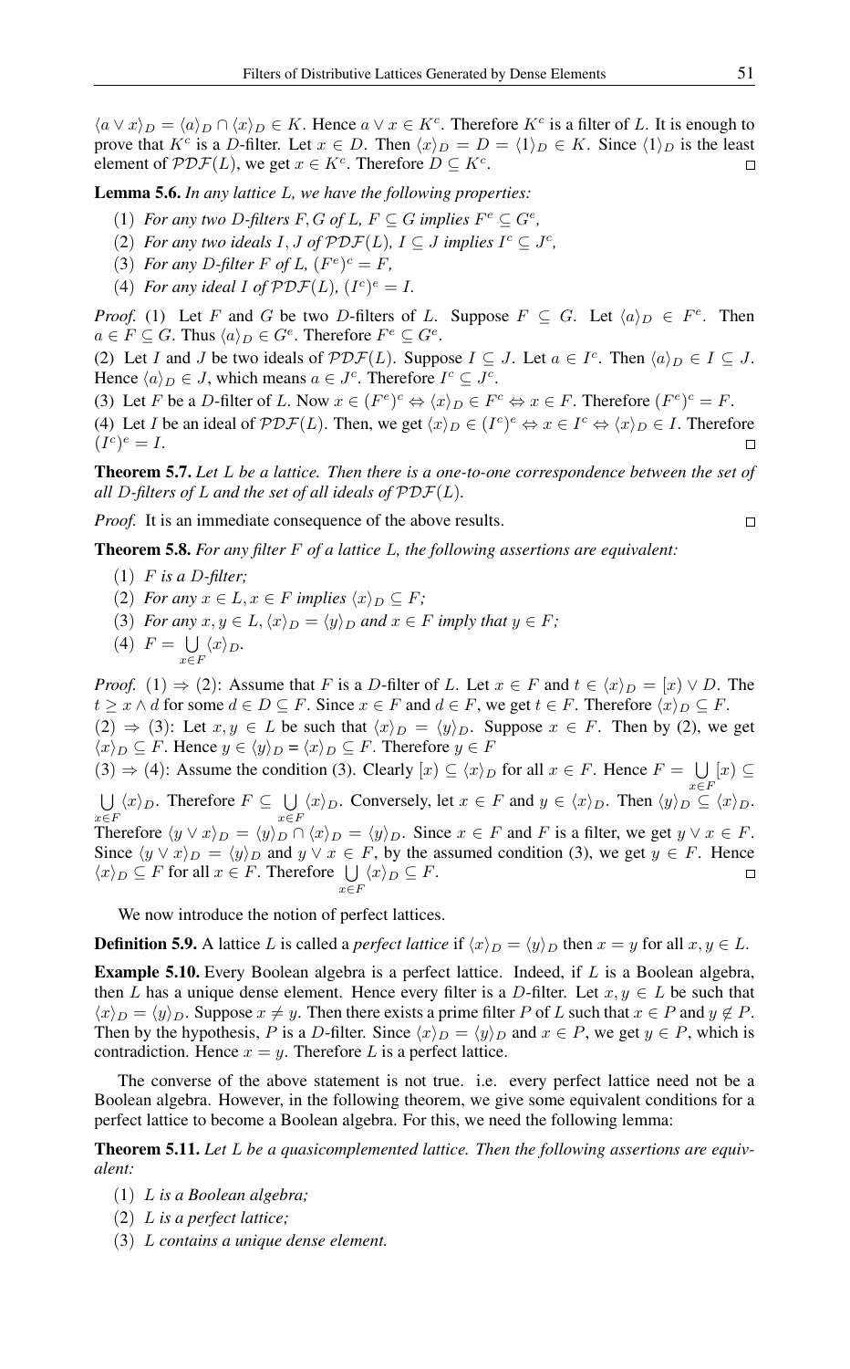$\langle a \vee x \rangle_D = \langle a \rangle_D \cap \langle x \rangle_D \in K$. Hence $a \vee x \in K^c$. Therefore $K^c$ is a filter of $L$. It is enough to prove that $K^c$ is a $D$-filter. Let $x \in D$. Then $\langle x \rangle_D = D = \langle 1 \rangle_D \in K$. Since $\langle 1 \rangle_D$ is the least element of $\mathcal{PDF}(L)$, we get $x \in K^c$. Therefore $D \subseteq K^c$. ☐

**Lemma 5.6.** *In any lattice $L$, we have the following properties:*

1. *For any two $D$-filters $F, G$ of $L$, $F \subseteq G$ implies $F^e \subseteq G^e$,*
2. *For any two ideals $I, J$ of $\mathcal{PDF}(L)$, $I \subseteq J$ implies $I^c \subseteq J^c$,*
3. *For any $D$-filter $F$ of $L$, $(F^e)^c = F$,*
4. *For any ideal $I$ of $\mathcal{PDF}(L)$, $(I^c)^e = I$.*

*Proof.* (1) Let $F$ and $G$ be two $D$-filters of $L$. Suppose $F \subseteq G$. Let $\langle a \rangle_D \in F^e$. Then $a \in F \subseteq G$. Thus $\langle a \rangle_D \in G^e$. Therefore $F^e \subseteq G^e$.

(2) Let $I$ and $J$ be two ideals of $\mathcal{PDF}(L)$. Suppose $I \subseteq J$. Let $a \in I^c$. Then $\langle a \rangle_D \in I \subseteq J$. Hence $\langle a \rangle_D \in J$, which means $a \in J^c$. Therefore $I^c \subseteq J^c$.

(3) Let $F$ be a $D$-filter of $L$. Now $x \in (F^e)^c \Leftrightarrow \langle x \rangle_D \in F^e \Leftrightarrow x \in F$. Therefore $(F^e)^c = F$.

(4) Let $I$ be an ideal of $\mathcal{PDF}(L)$. Then, we get $\langle x \rangle_D \in (I^c)^e \Leftrightarrow x \in I^c \Leftrightarrow \langle x \rangle_D \in I$. Therefore $(I^c)^e = I$. ☐

**Theorem 5.7.** *Let $L$ be a lattice. Then there is a one-to-one correspondence between the set of all $D$-filters of $L$ and the set of all ideals of $\mathcal{PDF}(L)$.*

*Proof.* It is an immediate consequence of the above results. ☐

**Theorem 5.8.** *For any filter $F$ of a lattice $L$, the following assertions are equivalent:*

1. *$F$ is a $D$-filter;*
2. *For any $x \in L, x \in F$ implies $\langle x \rangle_D \subseteq F$;*
3. *For any $x, y \in L, \langle x \rangle_D = \langle y \rangle_D$ and $x \in F$ imply that $y \in F$;*
4. *$F = \bigcup\limits_{x \in F} \langle x \rangle_D$.*

*Proof.* (1) $\Rightarrow$ (2): Assume that $F$ is a $D$-filter of $L$. Let $x \in F$ and $t \in \langle x \rangle_D = [x) \vee D$. The $t \geq x \wedge d$ for some $d \in D \subseteq F$. Since $x \in F$ and $d \in F$, we get $t \in F$. Therefore $\langle x \rangle_D \subseteq F$.

(2) $\Rightarrow$ (3): Let $x, y \in L$ be such that $\langle x \rangle_D = \langle y \rangle_D$. Suppose $x \in F$. Then by (2), we get $\langle x \rangle_D \subseteq F$. Hence $y \in \langle y \rangle_D = \langle x \rangle_D \subseteq F$. Therefore $y \in F$

(3) $\Rightarrow$ (4): Assume the condition (3). Clearly $[x) \subseteq \langle x \rangle_D$ for all $x \in F$. Hence $F = \bigcup\limits_{x \in F} [x) \subseteq \bigcup\limits_{x \in F} \langle x \rangle_D$. Therefore $F \subseteq \bigcup\limits_{x \in F} \langle x \rangle_D$. Conversely, let $x \in F$ and $y \in \langle x \rangle_D$. Then $\langle y \rangle_D \subseteq \langle x \rangle_D$. Therefore $\langle y \vee x \rangle_D = \langle y \rangle_D \cap \langle x \rangle_D = \langle y \rangle_D$. Since $x \in F$ and $F$ is a filter, we get $y \vee x \in F$. Since $\langle y \vee x \rangle_D = \langle y \rangle_D$ and $y \vee x \in F$, by the assumed condition (3), we get $y \in F$. Hence $\langle x \rangle_D \subseteq F$ for all $x \in F$. Therefore $\bigcup\limits_{x \in F} \langle x \rangle_D \subseteq F$. ☐

We now introduce the notion of perfect lattices.

**Definition 5.9.** A lattice $L$ is called a *perfect lattice* if $\langle x \rangle_D = \langle y \rangle_D$ then $x = y$ for all $x, y \in L$.

**Example 5.10.** Every Boolean algebra is a perfect lattice. Indeed, if $L$ is a Boolean algebra, then $L$ has a unique dense element. Hence every filter is a $D$-filter. Let $x, y \in L$ be such that $\langle x \rangle_D = \langle y \rangle_D$. Suppose $x \neq y$. Then there exists a prime filter $P$ of $L$ such that $x \in P$ and $y \notin P$. Then by the hypothesis, $P$ is a $D$-filter. Since $\langle x \rangle_D = \langle y \rangle_D$ and $x \in P$, we get $y \in P$, which is contradiction. Hence $x = y$. Therefore $L$ is a perfect lattice.

The converse of the above statement is not true. i.e. every perfect lattice need not be a Boolean algebra. However, in the following theorem, we give some equivalent conditions for a perfect lattice to become a Boolean algebra. For this, we need the following lemma:

**Theorem 5.11.** *Let $L$ be a quasicomplemented lattice. Then the following assertions are equivalent:*

1. *$L$ is a Boolean algebra;*
2. *$L$ is a perfect lattice;*
3. *$L$ contains a unique dense element.*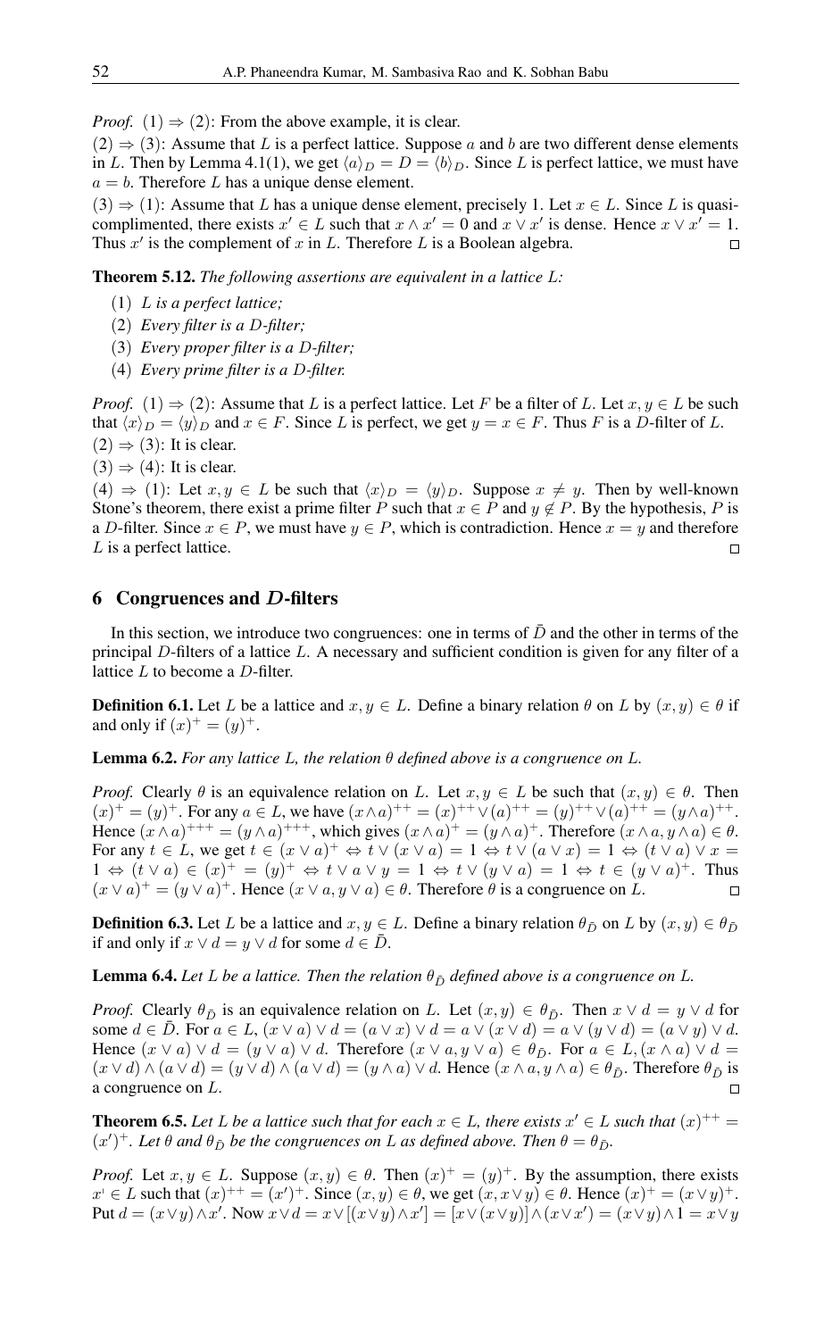*Proof.* (1) $\Rightarrow$ (2): From the above example, it is clear.

(2) $\Rightarrow$ (3): Assume that $L$ is a perfect lattice. Suppose $a$ and $b$ are two different dense elements in $L$. Then by Lemma 4.1(1), we get $\langle a\rangle_D = D = \langle b\rangle_D$. Since $L$ is perfect lattice, we must have $a = b$. Therefore $L$ has a unique dense element.

(3) $\Rightarrow$ (1): Assume that $L$ has a unique dense element, precisely 1. Let $x \in L$. Since $L$ is quasi-complimented, there exists $x' \in L$ such that $x \wedge x' = 0$ and $x \vee x'$ is dense. Hence $x \vee x' = 1$. Thus $x'$ is the complement of $x$ in $L$. Therefore $L$ is a Boolean algebra. $\square$

**Theorem 5.12.** *The following assertions are equivalent in a lattice $L$:*

1. *$L$ is a perfect lattice;*
2. *Every filter is a $D$-filter;*
3. *Every proper filter is a $D$-filter;*
4. *Every prime filter is a $D$-filter.*

*Proof.* (1) $\Rightarrow$ (2): Assume that $L$ is a perfect lattice. Let $F$ be a filter of $L$. Let $x, y \in L$ be such that $\langle x\rangle_D = \langle y\rangle_D$ and $x \in F$. Since $L$ is perfect, we get $y = x \in F$. Thus $F$ is a $D$-filter of $L$.

(2) $\Rightarrow$ (3): It is clear.

(3) $\Rightarrow$ (4): It is clear.

(4) $\Rightarrow$ (1): Let $x, y \in L$ be such that $\langle x\rangle_D = \langle y\rangle_D$. Suppose $x \neq y$. Then by well-known Stone's theorem, there exist a prime filter $P$ such that $x \in P$ and $y \notin P$. By the hypothesis, $P$ is a $D$-filter. Since $x \in P$, we must have $y \in P$, which is contradiction. Hence $x = y$ and therefore $L$ is a perfect lattice. $\square$

## 6 Congruences and $D$-filters

In this section, we introduce two congruences: one in terms of $\bar{D}$ and the other in terms of the principal $D$-filters of a lattice $L$. A necessary and sufficient condition is given for any filter of a lattice $L$ to become a $D$-filter.

**Definition 6.1.** Let $L$ be a lattice and $x, y \in L$. Define a binary relation $\theta$ on $L$ by $(x, y) \in \theta$ if and only if $(x)^+ = (y)^+$.

**Lemma 6.2.** *For any lattice $L$, the relation $\theta$ defined above is a congruence on $L$.*

*Proof.* Clearly $\theta$ is an equivalence relation on $L$. Let $x, y \in L$ be such that $(x, y) \in \theta$. Then $(x)^+ = (y)^+$. For any $a \in L$, we have $(x\wedge a)^{++} = (x)^{++} \vee (a)^{++} = (y)^{++} \vee (a)^{++} = (y\wedge a)^{++}$. Hence $(x\wedge a)^{+++} = (y\wedge a)^{+++}$, which gives $(x\wedge a)^+ = (y\wedge a)^+$. Therefore $(x\wedge a, y\wedge a) \in \theta$. For any $t \in L$, we get $t \in (x \vee a)^+ \Leftrightarrow t \vee (x \vee a) = 1 \Leftrightarrow t \vee (a \vee x) = 1 \Leftrightarrow (t \vee a) \vee x = 1 \Leftrightarrow (t \vee a) \in (x)^+ = (y)^+ \Leftrightarrow t \vee a \vee y = 1 \Leftrightarrow t \vee (y \vee a) = 1 \Leftrightarrow t \in (y \vee a)^+$. Thus $(x \vee a)^+ = (y \vee a)^+$. Hence $(x \vee a, y \vee a) \in \theta$. Therefore $\theta$ is a congruence on $L$. $\square$

**Definition 6.3.** Let $L$ be a lattice and $x, y \in L$. Define a binary relation $\theta_{\bar{D}}$ on $L$ by $(x, y) \in \theta_{\bar{D}}$ if and only if $x \vee d = y \vee d$ for some $d \in \bar{D}$.

**Lemma 6.4.** *Let $L$ be a lattice. Then the relation $\theta_{\bar{D}}$ defined above is a congruence on $L$.*

*Proof.* Clearly $\theta_{\bar{D}}$ is an equivalence relation on $L$. Let $(x, y) \in \theta_{\bar{D}}$. Then $x \vee d = y \vee d$ for some $d \in \bar{D}$. For $a \in L$, $(x \vee a) \vee d = (a \vee x) \vee d = a \vee (x \vee d) = a \vee (y \vee d) = (a \vee y) \vee d$. Hence $(x \vee a) \vee d = (y \vee a) \vee d$. Therefore $(x \vee a, y \vee a) \in \theta_{\bar{D}}$. For $a \in L, (x \wedge a) \vee d = (x \vee d) \wedge (a \vee d) = (y \vee d) \wedge (a \vee d) = (y \wedge a) \vee d$. Hence $(x \wedge a, y \wedge a) \in \theta_{\bar{D}}$. Therefore $\theta_{\bar{D}}$ is a congruence on $L$. $\square$

**Theorem 6.5.** *Let $L$ be a lattice such that for each $x \in L$, there exists $x' \in L$ such that $(x)^{++} = (x')^+$. Let $\theta$ and $\theta_{\bar{D}}$ be the congruences on $L$ as defined above. Then $\theta = \theta_{\bar{D}}$.*

*Proof.* Let $x, y \in L$. Suppose $(x, y) \in \theta$. Then $(x)^+ = (y)^+$. By the assumption, there exists $x' \in L$ such that $(x)^{++} = (x')^+$. Since $(x, y) \in \theta$, we get $(x, x \vee y) \in \theta$. Hence $(x)^+ = (x \vee y)^+$. Put $d = (x \vee y) \wedge x'$. Now $x \vee d = x \vee [(x \vee y) \wedge x'] = [x \vee (x \vee y)] \wedge (x \vee x') = (x \vee y) \wedge 1 = x \vee y$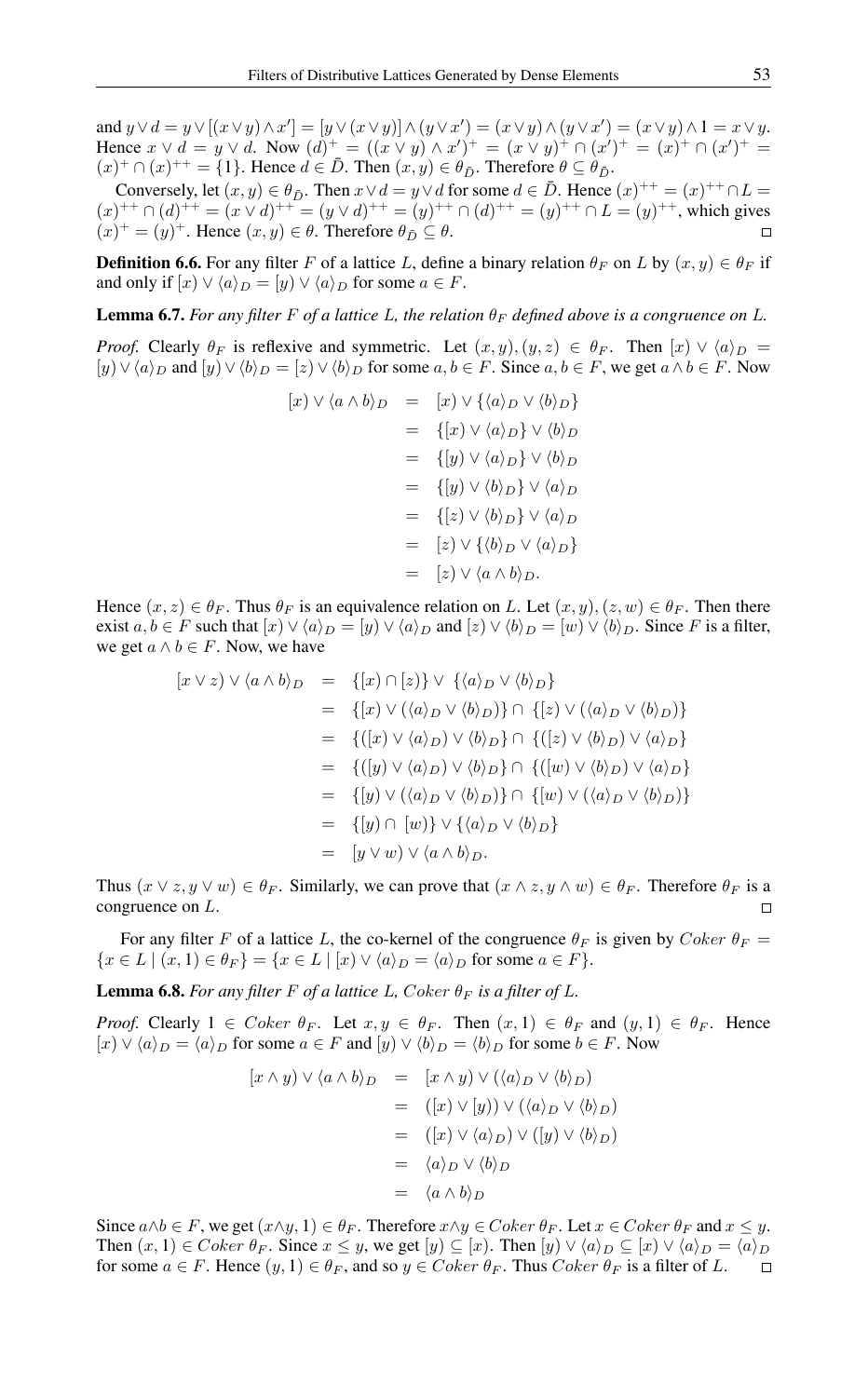and $y \vee d = y \vee [(x \vee y) \wedge x'] = [y \vee (x \vee y)] \wedge (y \vee x') = (x \vee y) \wedge (y \vee x') = (x \vee y) \wedge 1 = x \vee y$. Hence $x \vee d = y \vee d$. Now $(d)^+ = ((x \vee y) \wedge x')^+ = (x \vee y)^+ \cap (x')^+ = (x)^+ \cap (x')^+ = (x)^+ \cap (x)^{++} = \{1\}$. Hence $d \in \bar{D}$. Then $(x, y) \in \theta_{\bar{D}}$. Therefore $\theta \subseteq \theta_{\bar{D}}$.

Conversely, let $(x, y) \in \theta_{\bar{D}}$. Then $x \vee d = y \vee d$ for some $d \in \bar{D}$. Hence $(x)^{++} = (x)^{++} \cap L = (x)^{++} \cap (d)^{++} = (x \vee d)^{++} = (y \vee d)^{++} = (y)^{++} \cap (d)^{++} = (y)^{++} \cap L = (y)^{++}$, which gives $(x)^+ = (y)^+$. Hence $(x, y) \in \theta$. Therefore $\theta_{\bar{D}} \subseteq \theta$. $\square$

**Definition 6.6.** For any filter $F$ of a lattice $L$, define a binary relation $\theta_F$ on $L$ by $(x, y) \in \theta_F$ if and only if $[x) \vee \langle a \rangle_D = [y) \vee \langle a \rangle_D$ for some $a \in F$.

**Lemma 6.7.** *For any filter $F$ of a lattice $L$, the relation $\theta_F$ defined above is a congruence on $L$.*

*Proof.* Clearly $\theta_F$ is reflexive and symmetric. Let $(x, y), (y, z) \in \theta_F$. Then $[x) \vee \langle a \rangle_D = [y) \vee \langle a \rangle_D$ and $[y) \vee \langle b \rangle_D = [z) \vee \langle b \rangle_D$ for some $a, b \in F$. Since $a, b \in F$, we get $a \wedge b \in F$. Now

$$\begin{aligned}
[x) \vee \langle a \wedge b \rangle_D &= [x) \vee \{\langle a \rangle_D \vee \langle b \rangle_D\} \\
&= \{[x) \vee \langle a \rangle_D\} \vee \langle b \rangle_D \\
&= \{[y) \vee \langle a \rangle_D\} \vee \langle b \rangle_D \\
&= \{[y) \vee \langle b \rangle_D\} \vee \langle a \rangle_D \\
&= \{[z) \vee \langle b \rangle_D\} \vee \langle a \rangle_D \\
&= [z) \vee \{\langle b \rangle_D \vee \langle a \rangle_D\} \\
&= [z) \vee \langle a \wedge b \rangle_D.
\end{aligned}$$

Hence $(x, z) \in \theta_F$. Thus $\theta_F$ is an equivalence relation on $L$. Let $(x, y), (z, w) \in \theta_F$. Then there exist $a, b \in F$ such that $[x) \vee \langle a \rangle_D = [y) \vee \langle a \rangle_D$ and $[z) \vee \langle b \rangle_D = [w) \vee \langle b \rangle_D$. Since $F$ is a filter, we get $a \wedge b \in F$. Now, we have

$$\begin{aligned}
[x \vee z) \vee \langle a \wedge b \rangle_D &= \{[x) \cap [z)\} \vee \{\langle a \rangle_D \vee \langle b \rangle_D\} \\
&= \{[x) \vee (\langle a \rangle_D \vee \langle b \rangle_D)\} \cap \{[z) \vee (\langle a \rangle_D \vee \langle b \rangle_D)\} \\
&= \{([x) \vee \langle a \rangle_D) \vee \langle b \rangle_D\} \cap \{([z) \vee \langle b \rangle_D) \vee \langle a \rangle_D\} \\
&= \{([y) \vee \langle a \rangle_D) \vee \langle b \rangle_D\} \cap \{([w) \vee \langle b \rangle_D) \vee \langle a \rangle_D\} \\
&= \{[y) \vee (\langle a \rangle_D \vee \langle b \rangle_D)\} \cap \{[w) \vee (\langle a \rangle_D \vee \langle b \rangle_D)\} \\
&= \{[y) \cap [w)\} \vee \{\langle a \rangle_D \vee \langle b \rangle_D\} \\
&= [y \vee w) \vee \langle a \wedge b \rangle_D.
\end{aligned}$$

Thus $(x \vee z, y \vee w) \in \theta_F$. Similarly, we can prove that $(x \wedge z, y \wedge w) \in \theta_F$. Therefore $\theta_F$ is a congruence on $L$. $\square$

For any filter $F$ of a lattice $L$, the co-kernel of the congruence $\theta_F$ is given by $Coker\ \theta_F = \{x \in L \mid (x, 1) \in \theta_F\} = \{x \in L \mid [x) \vee \langle a \rangle_D = \langle a \rangle_D \text{ for some } a \in F\}$.

**Lemma 6.8.** *For any filter $F$ of a lattice $L$, $Coker\ \theta_F$ is a filter of $L$.*

*Proof.* Clearly $1 \in Coker\ \theta_F$. Let $x, y \in \theta_F$. Then $(x, 1) \in \theta_F$ and $(y, 1) \in \theta_F$. Hence $[x) \vee \langle a \rangle_D = \langle a \rangle_D$ for some $a \in F$ and $[y) \vee \langle b \rangle_D = \langle b \rangle_D$ for some $b \in F$. Now

$$\begin{aligned}
[x \wedge y) \vee \langle a \wedge b \rangle_D &= [x \wedge y) \vee (\langle a \rangle_D \vee \langle b \rangle_D) \\
&= ([x) \vee [y)) \vee (\langle a \rangle_D \vee \langle b \rangle_D) \\
&= ([x) \vee \langle a \rangle_D) \vee ([y) \vee \langle b \rangle_D) \\
&= \langle a \rangle_D \vee \langle b \rangle_D \\
&= \langle a \wedge b \rangle_D
\end{aligned}$$

Since $a \wedge b \in F$, we get $(x \wedge y, 1) \in \theta_F$. Therefore $x \wedge y \in Coker\ \theta_F$. Let $x \in Coker\ \theta_F$ and $x \leq y$. Then $(x, 1) \in Coker\ \theta_F$. Since $x \leq y$, we get $[y) \subseteq [x)$. Then $[y) \vee \langle a \rangle_D \subseteq [x) \vee \langle a \rangle_D = \langle a \rangle_D$ for some $a \in F$. Hence $(y, 1) \in \theta_F$, and so $y \in Coker\ \theta_F$. Thus $Coker\ \theta_F$ is a filter of $L$. $\square$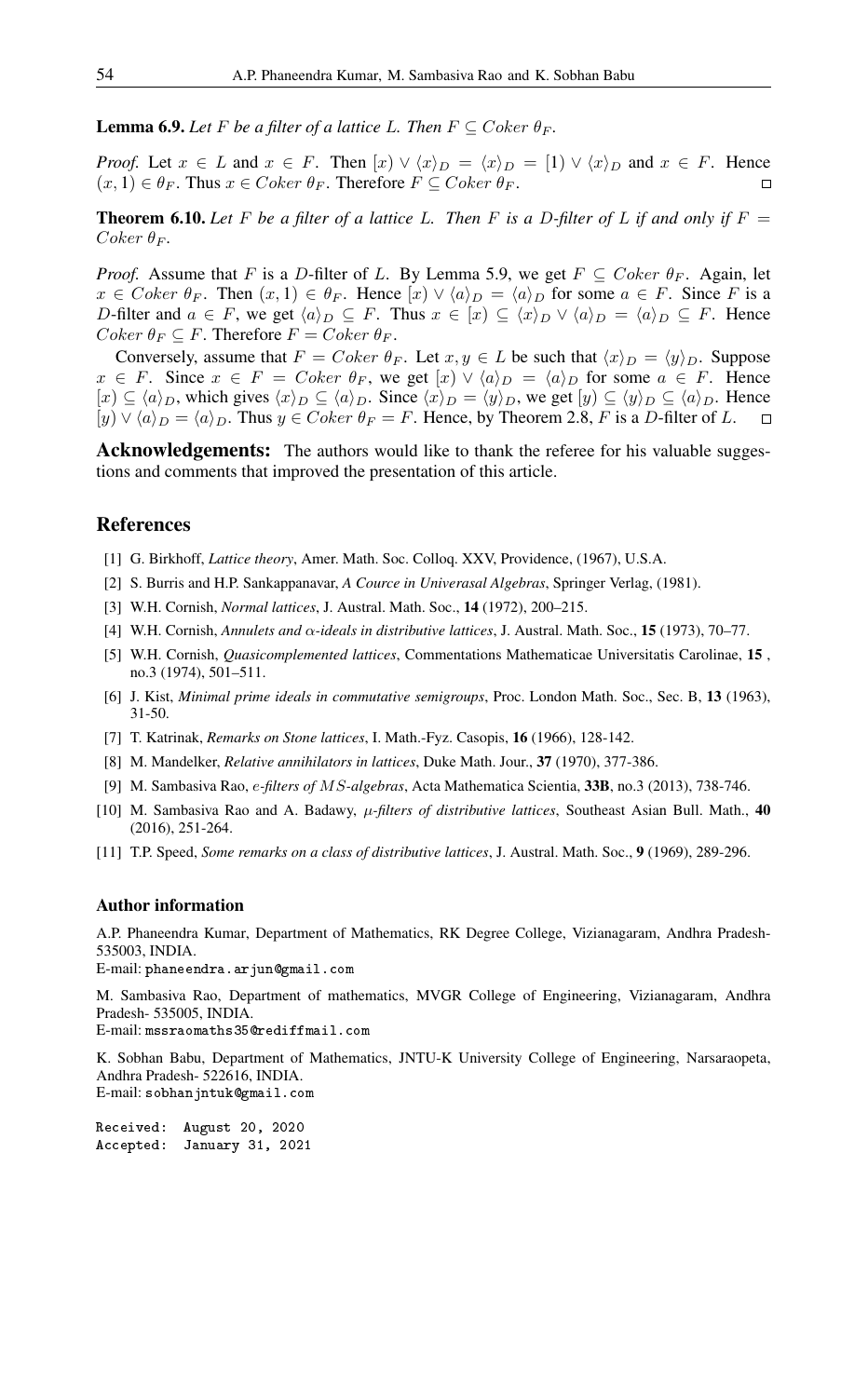**Lemma 6.9.** *Let $F$ be a filter of a lattice $L$. Then $F \subseteq Coker\ \theta_F$.*

*Proof.* Let $x \in L$ and $x \in F$. Then $[x) \vee \langle x \rangle_D = \langle x \rangle_D = [1) \vee \langle x \rangle_D$ and $x \in F$. Hence $(x, 1) \in \theta_F$. Thus $x \in Coker\ \theta_F$. Therefore $F \subseteq Coker\ \theta_F$. $\square$

**Theorem 6.10.** *Let $F$ be a filter of a lattice $L$. Then $F$ is a $D$-filter of $L$ if and only if $F = Coker\ \theta_F$.*

*Proof.* Assume that $F$ is a $D$-filter of $L$. By Lemma 5.9, we get $F \subseteq Coker\ \theta_F$. Again, let $x \in Coker\ \theta_F$. Then $(x, 1) \in \theta_F$. Hence $[x) \vee \langle a \rangle_D = \langle a \rangle_D$ for some $a \in F$. Since $F$ is a $D$-filter and $a \in F$, we get $\langle a \rangle_D \subseteq F$. Thus $x \in [x) \subseteq \langle x \rangle_D \vee \langle a \rangle_D = \langle a \rangle_D \subseteq F$. Hence $Coker\ \theta_F \subseteq F$. Therefore $F = Coker\ \theta_F$.

Conversely, assume that $F = Coker\ \theta_F$. Let $x, y \in L$ be such that $\langle x \rangle_D = \langle y \rangle_D$. Suppose $x \in F$. Since $x \in F = Coker\ \theta_F$, we get $[x) \vee \langle a \rangle_D = \langle a \rangle_D$ for some $a \in F$. Hence $[x) \subseteq \langle a \rangle_D$, which gives $\langle x \rangle_D \subseteq \langle a \rangle_D$. Since $\langle x \rangle_D = \langle y \rangle_D$, we get $[y) \subseteq \langle y \rangle_D \subseteq \langle a \rangle_D$. Hence $[y) \vee \langle a \rangle_D = \langle a \rangle_D$. Thus $y \in Coker\ \theta_F = F$. Hence, by Theorem 2.8, $F$ is a $D$-filter of $L$. $\square$

**Acknowledgements:** The authors would like to thank the referee for his valuable suggestions and comments that improved the presentation of this article.

## References

[1] G. Birkhoff, *Lattice theory*, Amer. Math. Soc. Colloq. XXV, Providence, (1967), U.S.A.

[2] S. Burris and H.P. Sankappanavar, *A Cource in Univerasal Algebras*, Springer Verlag, (1981).

[3] W.H. Cornish, *Normal lattices*, J. Austral. Math. Soc., **14** (1972), 200–215.

[4] W.H. Cornish, *Annulets and $\alpha$-ideals in distributive lattices*, J. Austral. Math. Soc., **15** (1973), 70–77.

[5] W.H. Cornish, *Quasicomplemented lattices*, Commentations Mathematicae Universitatis Carolinae, **15** , no.3 (1974), 501–511.

[6] J. Kist, *Minimal prime ideals in commutative semigroups*, Proc. London Math. Soc., Sec. B, **13** (1963), 31-50.

[7] T. Katrinak, *Remarks on Stone lattices*, I. Math.-Fyz. Casopis, **16** (1966), 128-142.

[8] M. Mandelker, *Relative annihilators in lattices*, Duke Math. Jour., **37** (1970), 377-386.

[9] M. Sambasiva Rao, *e-filters of $MS$-algebras*, Acta Mathematica Scientia, **33B**, no.3 (2013), 738-746.

[10] M. Sambasiva Rao and A. Badawy, *$\mu$-filters of distributive lattices*, Southeast Asian Bull. Math., **40** (2016), 251-264.

[11] T.P. Speed, *Some remarks on a class of distributive lattices*, J. Austral. Math. Soc., **9** (1969), 289-296.

### Author information

A.P. Phaneendra Kumar, Department of Mathematics, RK Degree College, Vizianagaram, Andhra Pradesh-535003, INDIA.
E-mail: phaneendra.arjun@gmail.com

M. Sambasiva Rao, Department of mathematics, MVGR College of Engineering, Vizianagaram, Andhra Pradesh- 535005, INDIA.
E-mail: mssraomaths35@rediffmail.com

K. Sobhan Babu, Department of Mathematics, JNTU-K University College of Engineering, Narsaraopeta, Andhra Pradesh- 522616, INDIA.
E-mail: sobhanjntuk@gmail.com

Received: August 20, 2020
Accepted: January 31, 2021